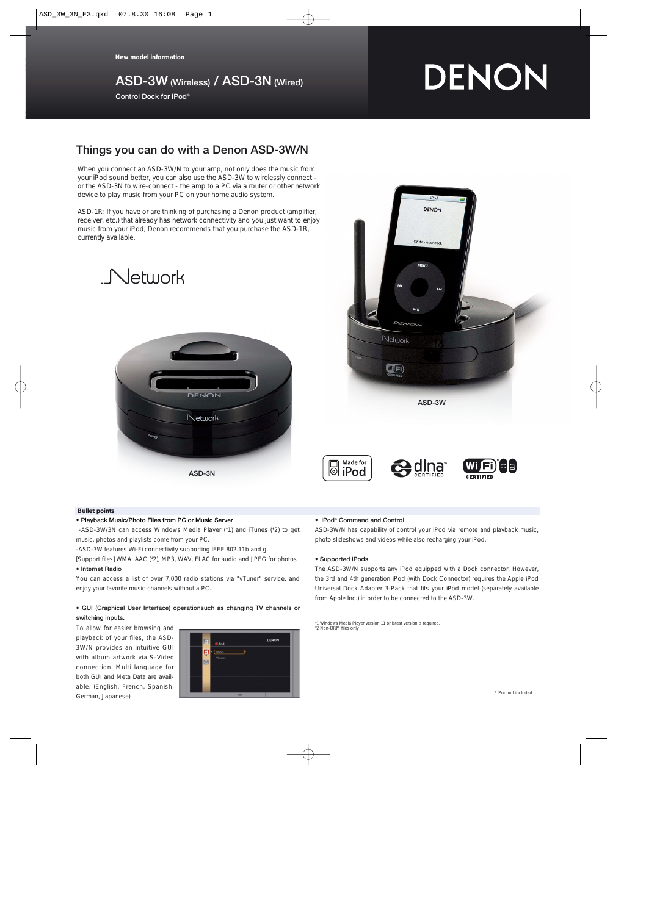New model information

# ASD-3W (Wireless) / ASD-3N (Wired)

Control Dock for iPod®

DENON

## Things you can do with a Denon ASD-3W/N

When you connect an ASD-3W/N to your amp, not only does the music from your iPod sound better, you can also use the ASD-3W to wirelessly connect - or the ASD-3N to wire-connect - the amp to a PC via a router or other network device to play music from your PC on your home audio system.

ASD-1R: If you have or are thinking of purchasing a Denon product (amplifier, receiver, etc.) that already has network connectivity and you just want to enjoy music from your iPod, Denon recommends that you purchase the ASD-1R, currently available.

Network

ASD-3N

ASD-3W

### Bullet points

**• Playback Music/Photo Files from PC or Music Server**

-ASD-3W/3N can access Windows Media Player (*1) and iTunes (*2) to get music, photos and playlists come from your PC.

-ASD-3W features Wi-Fi connectivity supporting IEEE 802.11b and g.

[Support files] WMA, AAC (*2), MP3, WAV, FLAC for audio and JPEG for photos

**• Internet Radio**

You can access a list of over 7,000 radio stations via "vTuner" service, and enjoy your favorite music channels without a PC.

**• GUI (Graphical User Interface) operationsuch as changing TV channels or switching inputs.**

To allow for easier browsing and playback of your files, the ASD-3W/N provides an intuitive GUI with album artwork via S-Video connection. Multi language for both GUI and Meta Data are available. (English, French, Spanish, German, Japanese)

**• iPod® Command and Control**

ASD-3W/N has capability of control your iPod via remote and playback music, photo slideshows and videos while also recharging your iPod.

**• Supported iPods**

The ASD-3W/N supports any iPod equipped with a Dock connector. However, the 3rd and 4th generation iPod (with Dock Connector) requires the Apple iPod Universal Dock Adapter 3-Pack that fits your iPod model (separately available from Apple Inc.) in order to be connected to the ASD-3W.

*1 Windows Media Player version 11 or latest version is required.
*2 Non-DRM files only

* iPod not included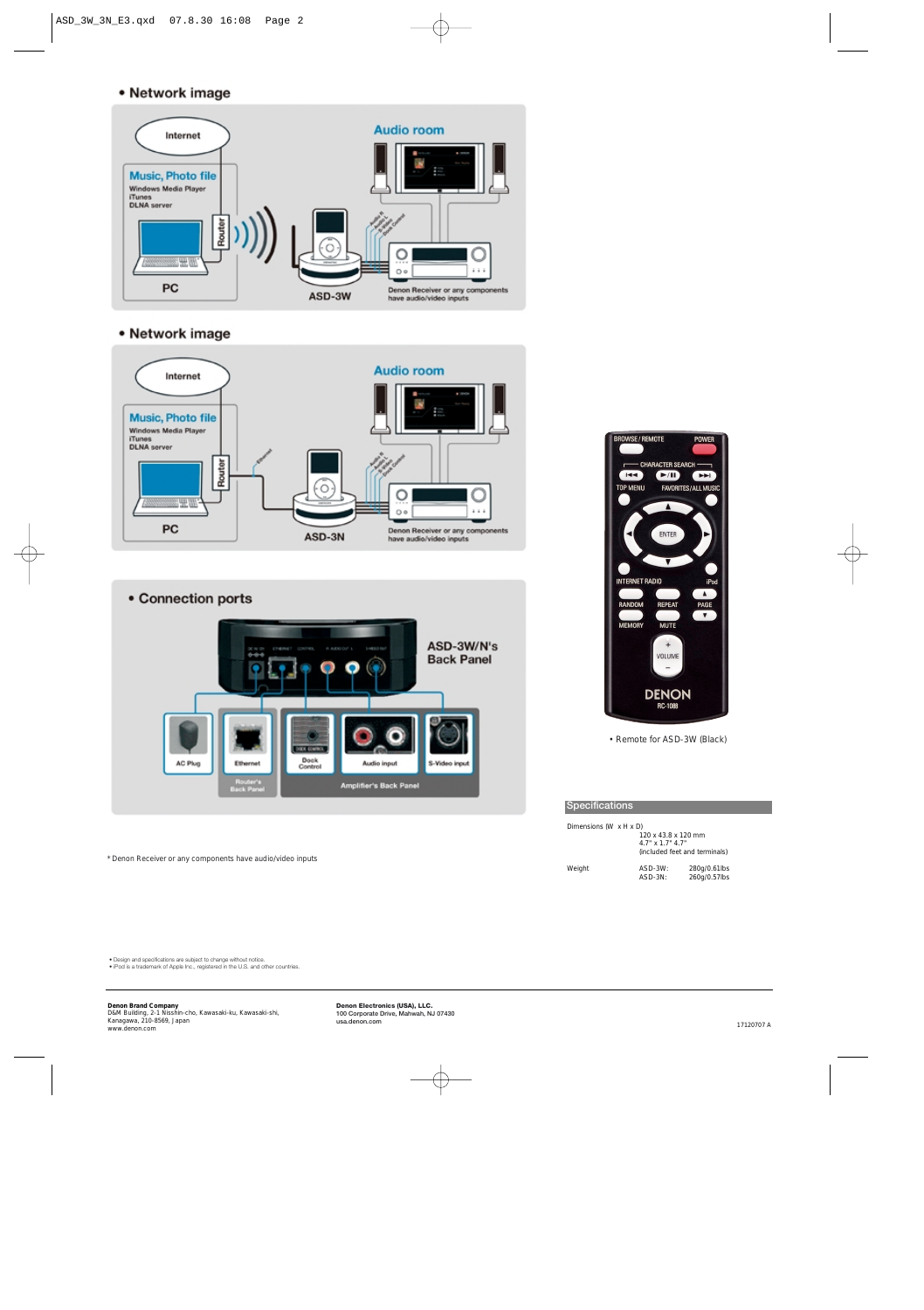• Network image

Internet

Audio room

Music, Photo file

Windows Media Player
iTunes
DLNA server

Router

PC

ASD-3W

Denon Receiver or any components have audio/video inputs

• Network image

Internet

Audio room

Music, Photo file

Windows Media Player
iTunes
DLNA server

Router

Ethernet

PC

ASD-3N

Denon Receiver or any components have audio/video inputs

• Connection ports

ASD-3W/N's Back Panel

AC Plug

Ethernet

Router's Back Panel

Dock Control

Audio input

S-Video input

Amplifier's Back Panel

\* Denon Receiver or any components have audio/video inputs

• Remote for ASD-3W (Black)

## Specifications

| | | |
|---|---|---|
| Dimensions (W x H x D) | 120 x 43.8 x 120 mm<br>4.7" x 1.7" 4.7"<br>(included feet and terminals) | |
| Weight | ASD-3W: | 280g/0.61lbs |
| | ASD-3N: | 260g/0.57lbs |

• Design and specifications are subject to change without notice.
• iPod is a trademark of Apple Inc., registered in the U.S. and other countries.

**Denon Brand Company**
D&M Building, 2-1 Nisshin-cho, Kawasaki-ku, Kawasaki-shi,
Kanagawa, 210-8569, Japan
www.denon.com

**Denon Electronics (USA), LLC.**
100 Corporate Drive, Mahwah, NJ 07430
usa.denon.com

17120707 A